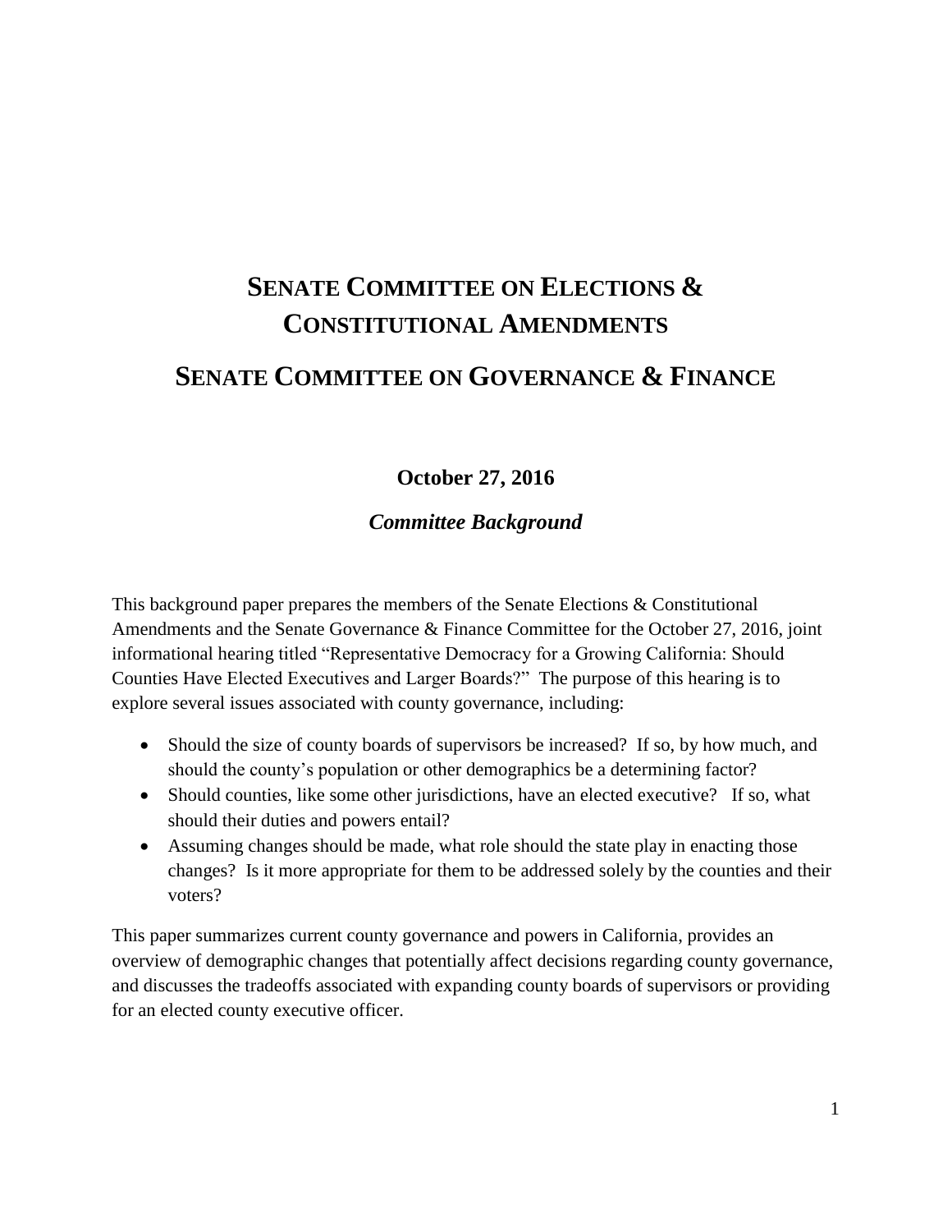# Senate Committee on Elections & Constitutional Amendments

# Senate Committee on Governance & Finance

**October 27, 2016**

***Committee Background***

This background paper prepares the members of the Senate Elections & Constitutional Amendments and the Senate Governance & Finance Committee for the October 27, 2016, joint informational hearing titled "Representative Democracy for a Growing California: Should Counties Have Elected Executives and Larger Boards?" The purpose of this hearing is to explore several issues associated with county governance, including:

- Should the size of county boards of supervisors be increased? If so, by how much, and should the county's population or other demographics be a determining factor?
- Should counties, like some other jurisdictions, have an elected executive? If so, what should their duties and powers entail?
- Assuming changes should be made, what role should the state play in enacting those changes? Is it more appropriate for them to be addressed solely by the counties and their voters?

This paper summarizes current county governance and powers in California, provides an overview of demographic changes that potentially affect decisions regarding county governance, and discusses the tradeoffs associated with expanding county boards of supervisors or providing for an elected county executive officer.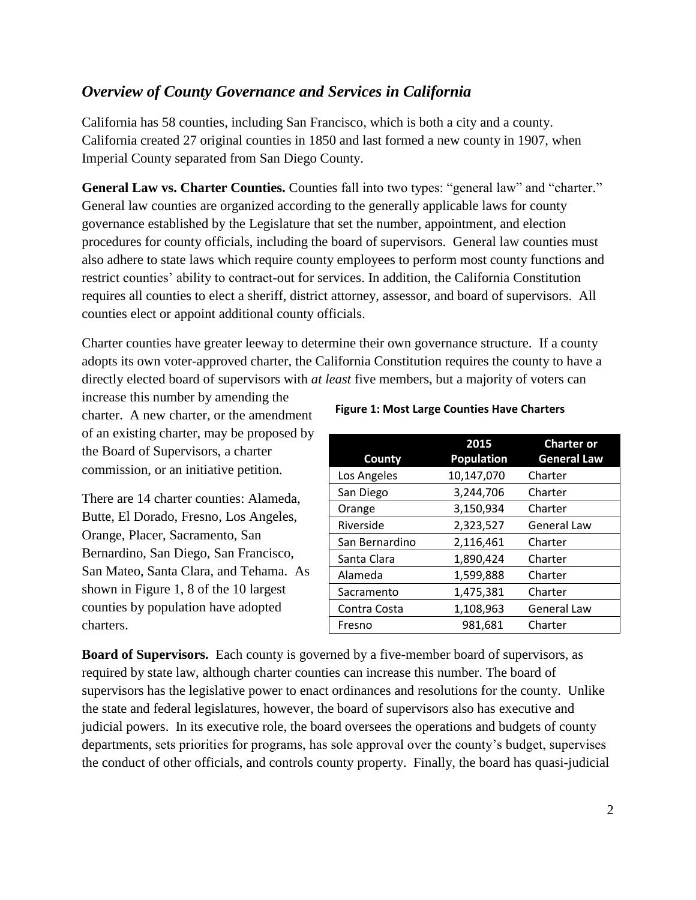## *Overview of County Governance and Services in California*

California has 58 counties, including San Francisco, which is both a city and a county. California created 27 original counties in 1850 and last formed a new county in 1907, when Imperial County separated from San Diego County.

**General Law vs. Charter Counties.** Counties fall into two types: "general law" and "charter." General law counties are organized according to the generally applicable laws for county governance established by the Legislature that set the number, appointment, and election procedures for county officials, including the board of supervisors. General law counties must also adhere to state laws which require county employees to perform most county functions and restrict counties' ability to contract-out for services. In addition, the California Constitution requires all counties to elect a sheriff, district attorney, assessor, and board of supervisors. All counties elect or appoint additional county officials.

Charter counties have greater leeway to determine their own governance structure. If a county adopts its own voter-approved charter, the California Constitution requires the county to have a directly elected board of supervisors with *at least* five members, but a majority of voters can increase this number by amending the charter. A new charter, or the amendment of an existing charter, may be proposed by the Board of Supervisors, a charter commission, or an initiative petition.

There are 14 charter counties: Alameda, Butte, El Dorado, Fresno, Los Angeles, Orange, Placer, Sacramento, San Bernardino, San Diego, San Francisco, San Mateo, Santa Clara, and Tehama. As shown in Figure 1, 8 of the 10 largest counties by population have adopted charters.

**Figure 1: Most Large Counties Have Charters**

| County | 2015 Population | Charter or General Law |
|---|---|---|
| Los Angeles | 10,147,070 | Charter |
| San Diego | 3,244,706 | Charter |
| Orange | 3,150,934 | Charter |
| Riverside | 2,323,527 | General Law |
| San Bernardino | 2,116,461 | Charter |
| Santa Clara | 1,890,424 | Charter |
| Alameda | 1,599,888 | Charter |
| Sacramento | 1,475,381 | Charter |
| Contra Costa | 1,108,963 | General Law |
| Fresno | 981,681 | Charter |

**Board of Supervisors.** Each county is governed by a five-member board of supervisors, as required by state law, although charter counties can increase this number. The board of supervisors has the legislative power to enact ordinances and resolutions for the county. Unlike the state and federal legislatures, however, the board of supervisors also has executive and judicial powers. In its executive role, the board oversees the operations and budgets of county departments, sets priorities for programs, has sole approval over the county's budget, supervises the conduct of other officials, and controls county property. Finally, the board has quasi-judicial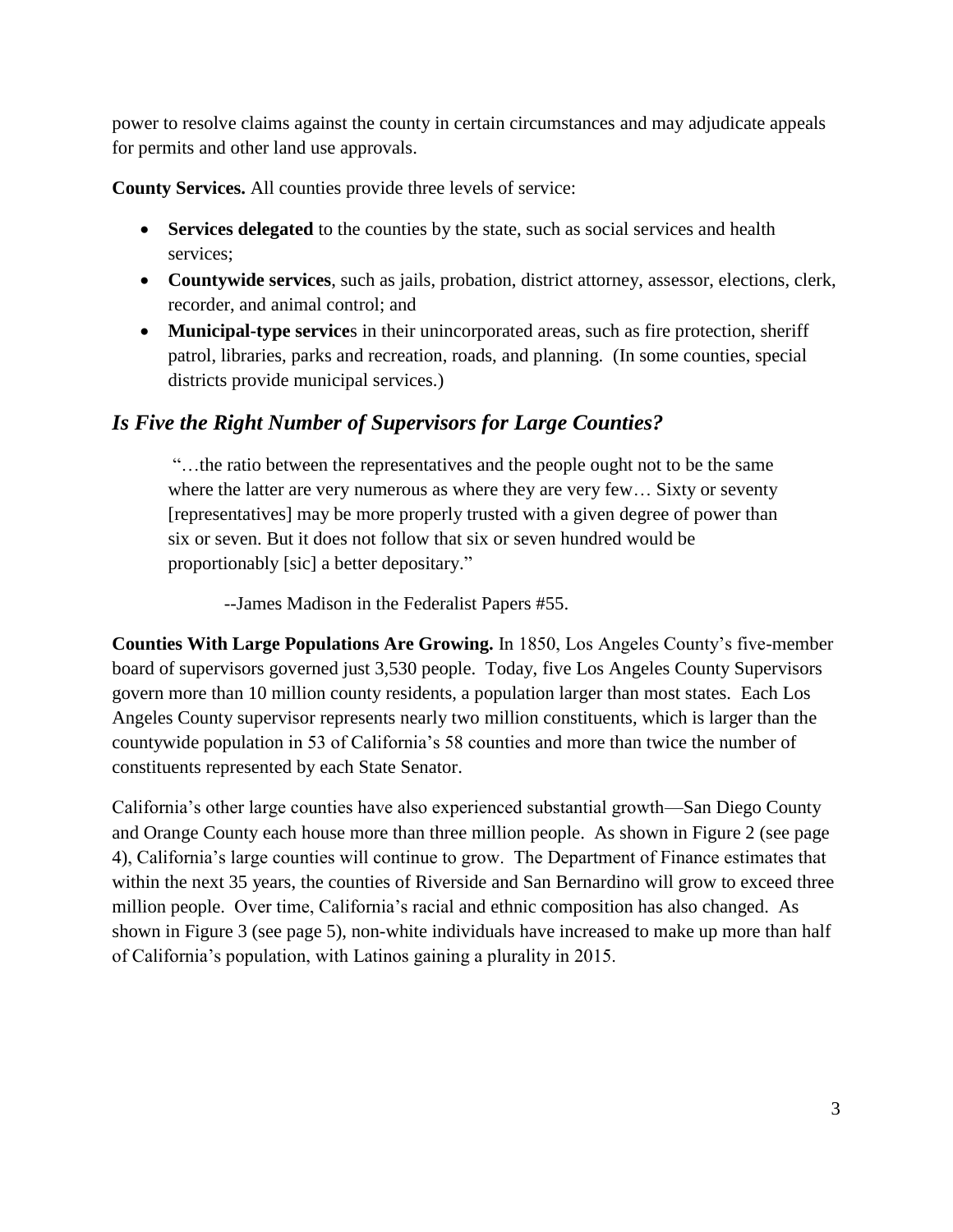power to resolve claims against the county in certain circumstances and may adjudicate appeals for permits and other land use approvals.

**County Services.** All counties provide three levels of service:

- **Services delegated** to the counties by the state, such as social services and health services;
- **Countywide services**, such as jails, probation, district attorney, assessor, elections, clerk, recorder, and animal control; and
- **Municipal-type services** in their unincorporated areas, such as fire protection, sheriff patrol, libraries, parks and recreation, roads, and planning. (In some counties, special districts provide municipal services.)

## *Is Five the Right Number of Supervisors for Large Counties?*

> "…the ratio between the representatives and the people ought not to be the same where the latter are very numerous as where they are very few… Sixty or seventy [representatives] may be more properly trusted with a given degree of power than six or seven. But it does not follow that six or seven hundred would be proportionably [sic] a better depositary."
>
> --James Madison in the Federalist Papers #55.

**Counties With Large Populations Are Growing.** In 1850, Los Angeles County's five-member board of supervisors governed just 3,530 people. Today, five Los Angeles County Supervisors govern more than 10 million county residents, a population larger than most states. Each Los Angeles County supervisor represents nearly two million constituents, which is larger than the countywide population in 53 of California's 58 counties and more than twice the number of constituents represented by each State Senator.

California's other large counties have also experienced substantial growth—San Diego County and Orange County each house more than three million people. As shown in Figure 2 (see page 4), California's large counties will continue to grow. The Department of Finance estimates that within the next 35 years, the counties of Riverside and San Bernardino will grow to exceed three million people. Over time, California's racial and ethnic composition has also changed. As shown in Figure 3 (see page 5), non-white individuals have increased to make up more than half of California's population, with Latinos gaining a plurality in 2015.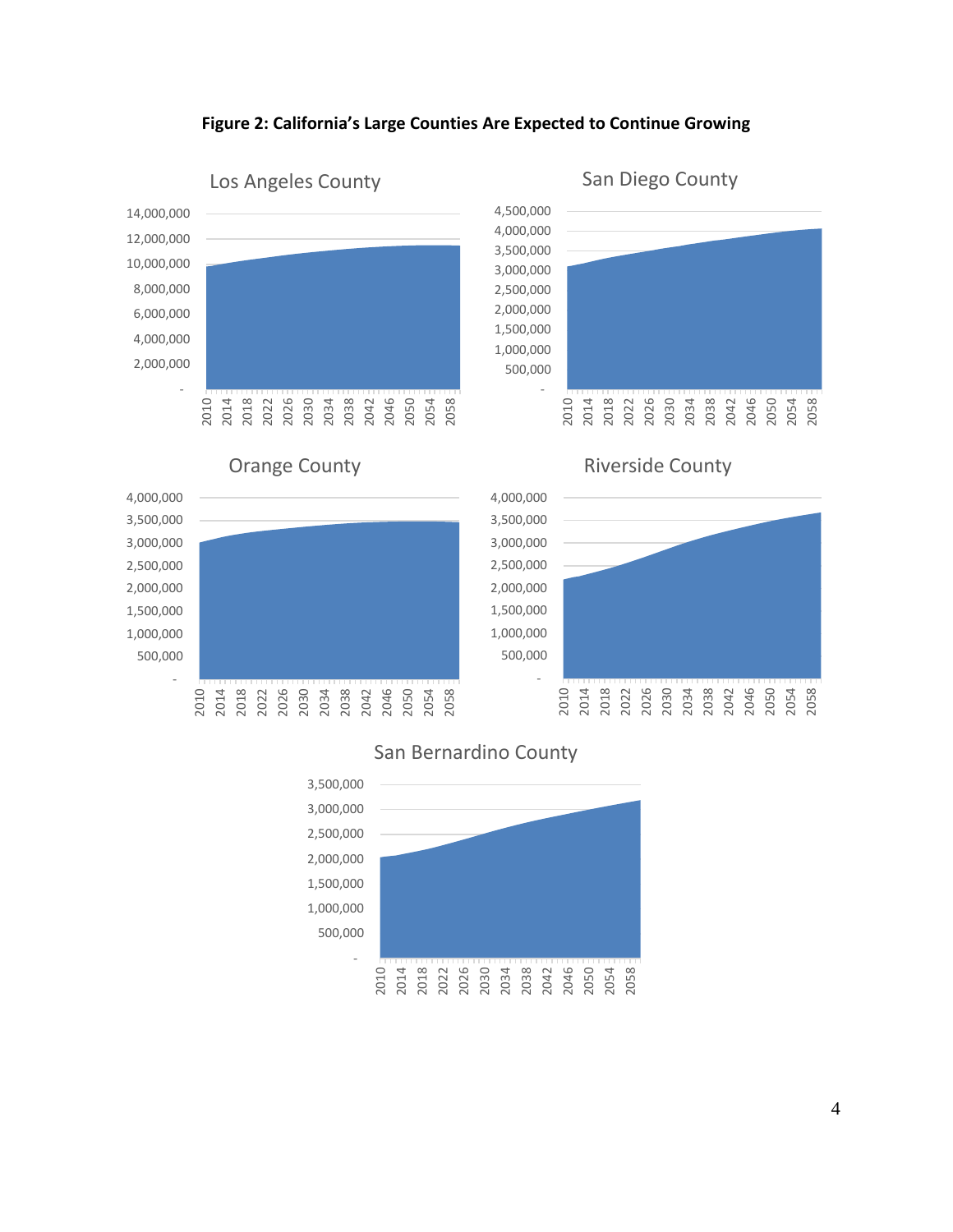**Figure 2: California's Large Counties Are Expected to Continue Growing**

Los Angeles County

San Diego County

Orange County

Riverside County

San Bernardino County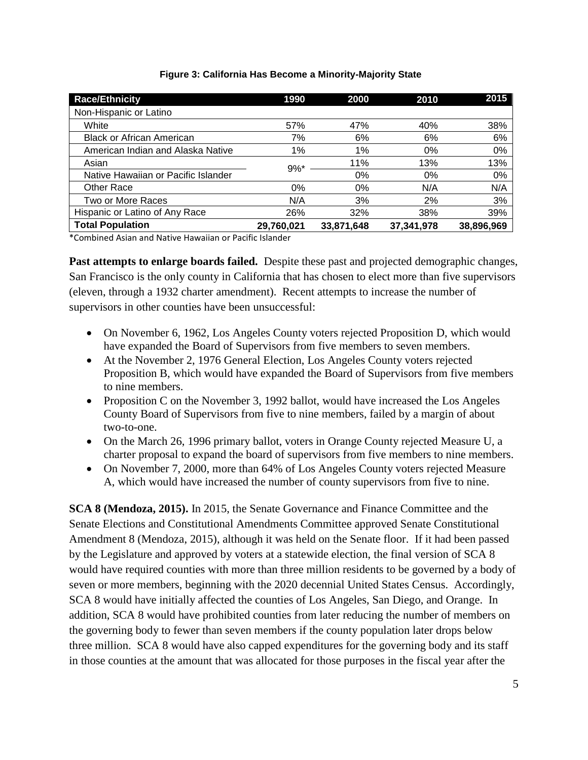**Figure 3: California Has Become a Minority-Majority State**

| Race/Ethnicity | 1990 | 2000 | 2010 | 2015 |
|---|---|---|---|---|
| Non-Hispanic or Latino | | | | |
| White | 57% | 47% | 40% | 38% |
| Black or African American | 7% | 6% | 6% | 6% |
| American Indian and Alaska Native | 1% | 1% | 0% | 0% |
| Asian | 9%* | 11% | 13% | 13% |
| Native Hawaiian or Pacific Islander | | 0% | 0% | 0% |
| Other Race | 0% | 0% | N/A | N/A |
| Two or More Races | N/A | 3% | 2% | 3% |
| Hispanic or Latino of Any Race | 26% | 32% | 38% | 39% |
| **Total Population** | **29,760,021** | **33,871,648** | **37,341,978** | **38,896,969** |

*Combined Asian and Native Hawaiian or Pacific Islander

**Past attempts to enlarge boards failed.** Despite these past and projected demographic changes, San Francisco is the only county in California that has chosen to elect more than five supervisors (eleven, through a 1932 charter amendment). Recent attempts to increase the number of supervisors in other counties have been unsuccessful:

- On November 6, 1962, Los Angeles County voters rejected Proposition D, which would have expanded the Board of Supervisors from five members to seven members.
- At the November 2, 1976 General Election, Los Angeles County voters rejected Proposition B, which would have expanded the Board of Supervisors from five members to nine members.
- Proposition C on the November 3, 1992 ballot, would have increased the Los Angeles County Board of Supervisors from five to nine members, failed by a margin of about two-to-one.
- On the March 26, 1996 primary ballot, voters in Orange County rejected Measure U, a charter proposal to expand the board of supervisors from five members to nine members.
- On November 7, 2000, more than 64% of Los Angeles County voters rejected Measure A, which would have increased the number of county supervisors from five to nine.

**SCA 8 (Mendoza, 2015).** In 2015, the Senate Governance and Finance Committee and the Senate Elections and Constitutional Amendments Committee approved Senate Constitutional Amendment 8 (Mendoza, 2015), although it was held on the Senate floor. If it had been passed by the Legislature and approved by voters at a statewide election, the final version of SCA 8 would have required counties with more than three million residents to be governed by a body of seven or more members, beginning with the 2020 decennial United States Census. Accordingly, SCA 8 would have initially affected the counties of Los Angeles, San Diego, and Orange. In addition, SCA 8 would have prohibited counties from later reducing the number of members on the governing body to fewer than seven members if the county population later drops below three million. SCA 8 would have also capped expenditures for the governing body and its staff in those counties at the amount that was allocated for those purposes in the fiscal year after the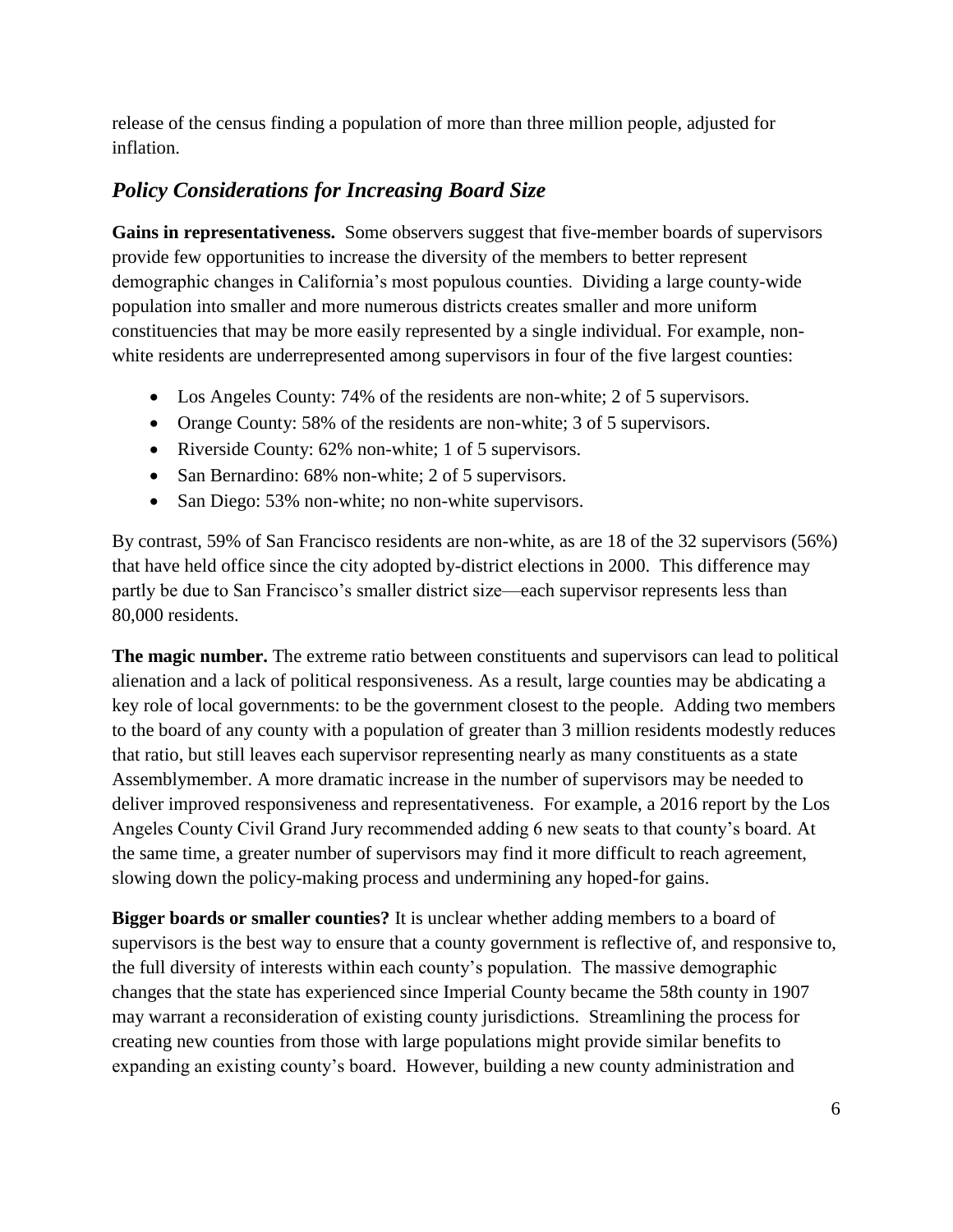release of the census finding a population of more than three million people, adjusted for inflation.

## *Policy Considerations for Increasing Board Size*

**Gains in representativeness.** Some observers suggest that five-member boards of supervisors provide few opportunities to increase the diversity of the members to better represent demographic changes in California's most populous counties. Dividing a large county-wide population into smaller and more numerous districts creates smaller and more uniform constituencies that may be more easily represented by a single individual. For example, non-white residents are underrepresented among supervisors in four of the five largest counties:

- Los Angeles County: 74% of the residents are non-white; 2 of 5 supervisors.
- Orange County: 58% of the residents are non-white; 3 of 5 supervisors.
- Riverside County: 62% non-white; 1 of 5 supervisors.
- San Bernardino: 68% non-white; 2 of 5 supervisors.
- San Diego: 53% non-white; no non-white supervisors.

By contrast, 59% of San Francisco residents are non-white, as are 18 of the 32 supervisors (56%) that have held office since the city adopted by-district elections in 2000. This difference may partly be due to San Francisco's smaller district size—each supervisor represents less than 80,000 residents.

**The magic number.** The extreme ratio between constituents and supervisors can lead to political alienation and a lack of political responsiveness. As a result, large counties may be abdicating a key role of local governments: to be the government closest to the people. Adding two members to the board of any county with a population of greater than 3 million residents modestly reduces that ratio, but still leaves each supervisor representing nearly as many constituents as a state Assemblymember. A more dramatic increase in the number of supervisors may be needed to deliver improved responsiveness and representativeness. For example, a 2016 report by the Los Angeles County Civil Grand Jury recommended adding 6 new seats to that county's board. At the same time, a greater number of supervisors may find it more difficult to reach agreement, slowing down the policy-making process and undermining any hoped-for gains.

**Bigger boards or smaller counties?** It is unclear whether adding members to a board of supervisors is the best way to ensure that a county government is reflective of, and responsive to, the full diversity of interests within each county's population. The massive demographic changes that the state has experienced since Imperial County became the 58th county in 1907 may warrant a reconsideration of existing county jurisdictions. Streamlining the process for creating new counties from those with large populations might provide similar benefits to expanding an existing county's board. However, building a new county administration and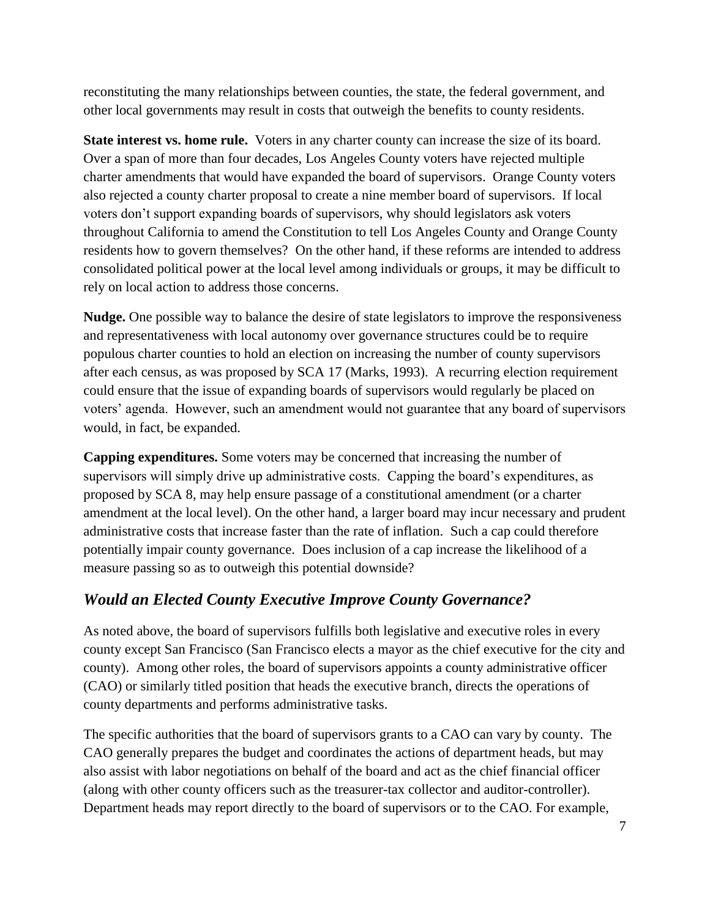reconstituting the many relationships between counties, the state, the federal government, and other local governments may result in costs that outweigh the benefits to county residents.

**State interest vs. home rule.** Voters in any charter county can increase the size of its board. Over a span of more than four decades, Los Angeles County voters have rejected multiple charter amendments that would have expanded the board of supervisors. Orange County voters also rejected a county charter proposal to create a nine member board of supervisors. If local voters don't support expanding boards of supervisors, why should legislators ask voters throughout California to amend the Constitution to tell Los Angeles County and Orange County residents how to govern themselves? On the other hand, if these reforms are intended to address consolidated political power at the local level among individuals or groups, it may be difficult to rely on local action to address those concerns.

**Nudge.** One possible way to balance the desire of state legislators to improve the responsiveness and representativeness with local autonomy over governance structures could be to require populous charter counties to hold an election on increasing the number of county supervisors after each census, as was proposed by SCA 17 (Marks, 1993). A recurring election requirement could ensure that the issue of expanding boards of supervisors would regularly be placed on voters' agenda. However, such an amendment would not guarantee that any board of supervisors would, in fact, be expanded.

**Capping expenditures.** Some voters may be concerned that increasing the number of supervisors will simply drive up administrative costs. Capping the board's expenditures, as proposed by SCA 8, may help ensure passage of a constitutional amendment (or a charter amendment at the local level). On the other hand, a larger board may incur necessary and prudent administrative costs that increase faster than the rate of inflation. Such a cap could therefore potentially impair county governance. Does inclusion of a cap increase the likelihood of a measure passing so as to outweigh this potential downside?

## *Would an Elected County Executive Improve County Governance?*

As noted above, the board of supervisors fulfills both legislative and executive roles in every county except San Francisco (San Francisco elects a mayor as the chief executive for the city and county). Among other roles, the board of supervisors appoints a county administrative officer (CAO) or similarly titled position that heads the executive branch, directs the operations of county departments and performs administrative tasks.

The specific authorities that the board of supervisors grants to a CAO can vary by county. The CAO generally prepares the budget and coordinates the actions of department heads, but may also assist with labor negotiations on behalf of the board and act as the chief financial officer (along with other county officers such as the treasurer-tax collector and auditor-controller). Department heads may report directly to the board of supervisors or to the CAO. For example,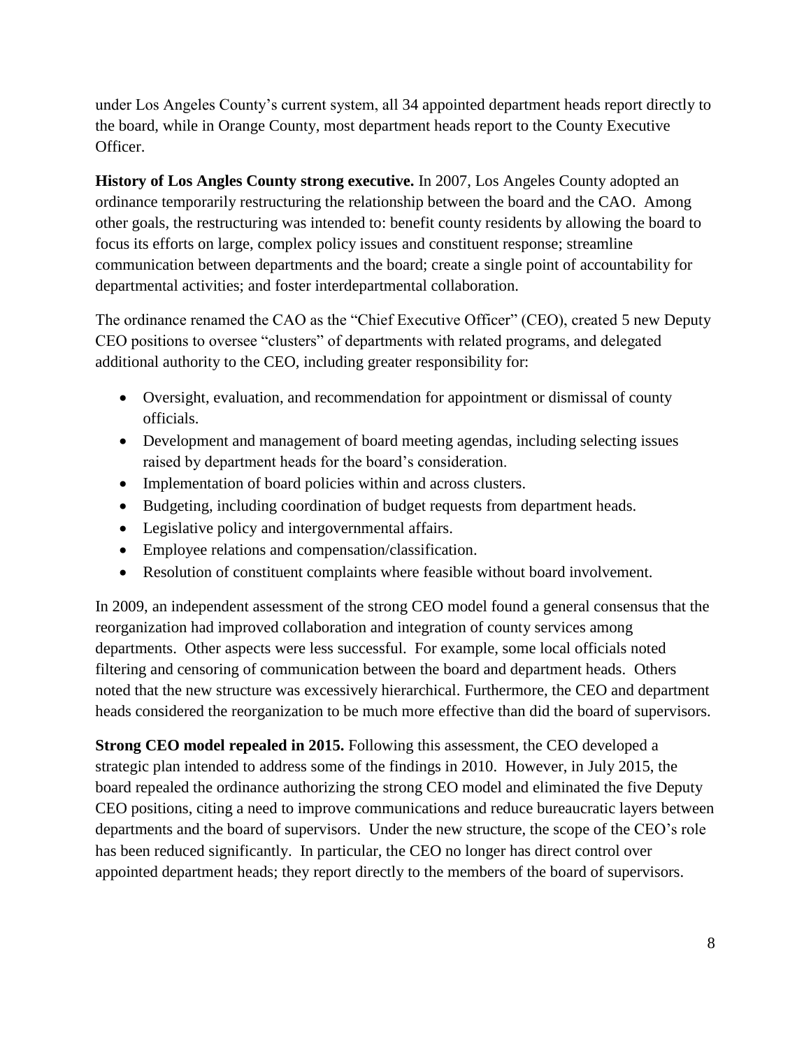under Los Angeles County's current system, all 34 appointed department heads report directly to the board, while in Orange County, most department heads report to the County Executive Officer.

**History of Los Angles County strong executive.** In 2007, Los Angeles County adopted an ordinance temporarily restructuring the relationship between the board and the CAO. Among other goals, the restructuring was intended to: benefit county residents by allowing the board to focus its efforts on large, complex policy issues and constituent response; streamline communication between departments and the board; create a single point of accountability for departmental activities; and foster interdepartmental collaboration.

The ordinance renamed the CAO as the "Chief Executive Officer" (CEO), created 5 new Deputy CEO positions to oversee "clusters" of departments with related programs, and delegated additional authority to the CEO, including greater responsibility for:

- Oversight, evaluation, and recommendation for appointment or dismissal of county officials.
- Development and management of board meeting agendas, including selecting issues raised by department heads for the board's consideration.
- Implementation of board policies within and across clusters.
- Budgeting, including coordination of budget requests from department heads.
- Legislative policy and intergovernmental affairs.
- Employee relations and compensation/classification.
- Resolution of constituent complaints where feasible without board involvement.

In 2009, an independent assessment of the strong CEO model found a general consensus that the reorganization had improved collaboration and integration of county services among departments. Other aspects were less successful. For example, some local officials noted filtering and censoring of communication between the board and department heads. Others noted that the new structure was excessively hierarchical. Furthermore, the CEO and department heads considered the reorganization to be much more effective than did the board of supervisors.

**Strong CEO model repealed in 2015.** Following this assessment, the CEO developed a strategic plan intended to address some of the findings in 2010. However, in July 2015, the board repealed the ordinance authorizing the strong CEO model and eliminated the five Deputy CEO positions, citing a need to improve communications and reduce bureaucratic layers between departments and the board of supervisors. Under the new structure, the scope of the CEO's role has been reduced significantly. In particular, the CEO no longer has direct control over appointed department heads; they report directly to the members of the board of supervisors.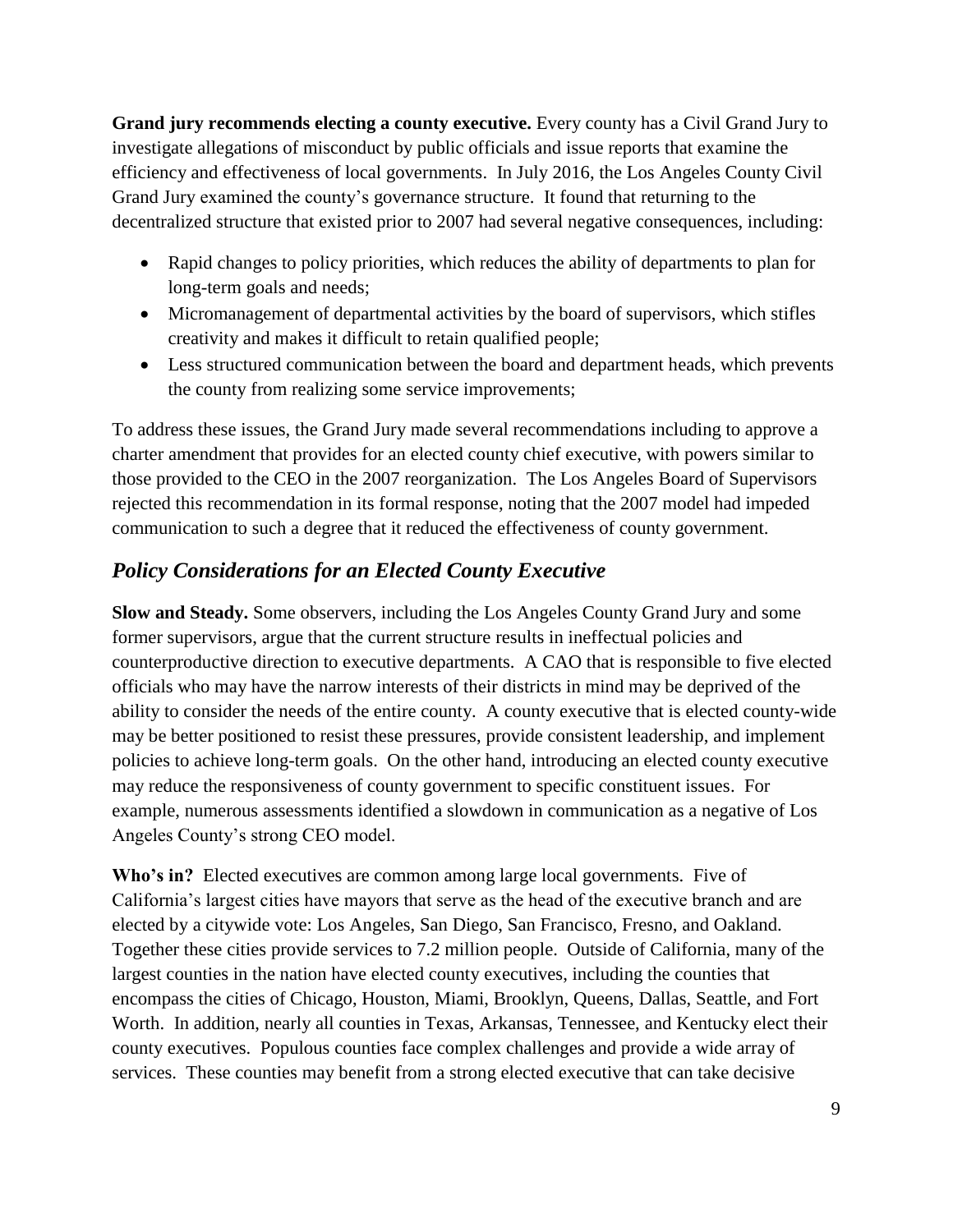**Grand jury recommends electing a county executive.** Every county has a Civil Grand Jury to investigate allegations of misconduct by public officials and issue reports that examine the efficiency and effectiveness of local governments. In July 2016, the Los Angeles County Civil Grand Jury examined the county's governance structure. It found that returning to the decentralized structure that existed prior to 2007 had several negative consequences, including:

- Rapid changes to policy priorities, which reduces the ability of departments to plan for long-term goals and needs;
- Micromanagement of departmental activities by the board of supervisors, which stifles creativity and makes it difficult to retain qualified people;
- Less structured communication between the board and department heads, which prevents the county from realizing some service improvements;

To address these issues, the Grand Jury made several recommendations including to approve a charter amendment that provides for an elected county chief executive, with powers similar to those provided to the CEO in the 2007 reorganization. The Los Angeles Board of Supervisors rejected this recommendation in its formal response, noting that the 2007 model had impeded communication to such a degree that it reduced the effectiveness of county government.

## *Policy Considerations for an Elected County Executive*

**Slow and Steady.** Some observers, including the Los Angeles County Grand Jury and some former supervisors, argue that the current structure results in ineffectual policies and counterproductive direction to executive departments. A CAO that is responsible to five elected officials who may have the narrow interests of their districts in mind may be deprived of the ability to consider the needs of the entire county. A county executive that is elected county-wide may be better positioned to resist these pressures, provide consistent leadership, and implement policies to achieve long-term goals. On the other hand, introducing an elected county executive may reduce the responsiveness of county government to specific constituent issues. For example, numerous assessments identified a slowdown in communication as a negative of Los Angeles County's strong CEO model.

**Who's in?** Elected executives are common among large local governments. Five of California's largest cities have mayors that serve as the head of the executive branch and are elected by a citywide vote: Los Angeles, San Diego, San Francisco, Fresno, and Oakland. Together these cities provide services to 7.2 million people. Outside of California, many of the largest counties in the nation have elected county executives, including the counties that encompass the cities of Chicago, Houston, Miami, Brooklyn, Queens, Dallas, Seattle, and Fort Worth. In addition, nearly all counties in Texas, Arkansas, Tennessee, and Kentucky elect their county executives. Populous counties face complex challenges and provide a wide array of services. These counties may benefit from a strong elected executive that can take decisive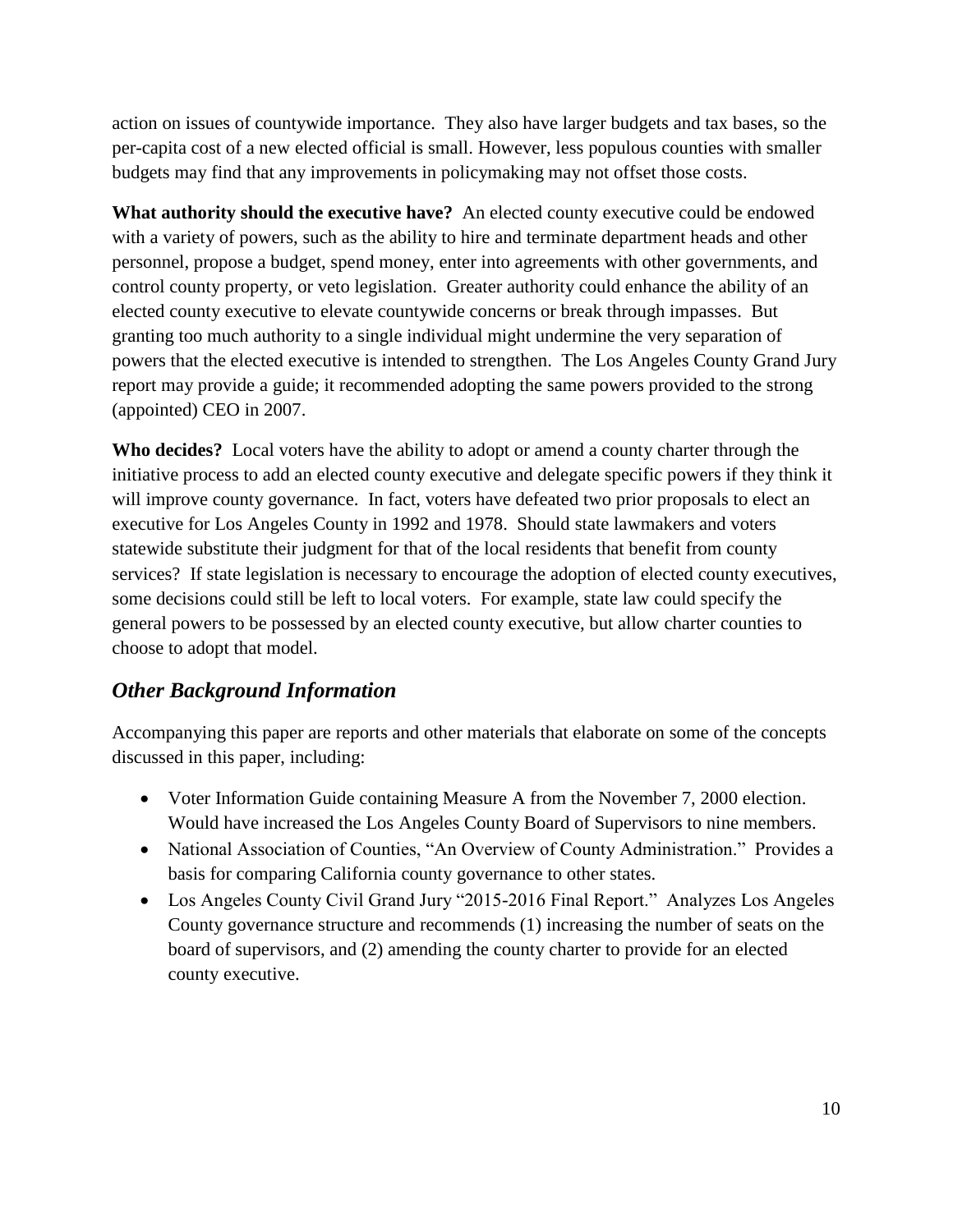action on issues of countywide importance. They also have larger budgets and tax bases, so the per-capita cost of a new elected official is small. However, less populous counties with smaller budgets may find that any improvements in policymaking may not offset those costs.

**What authority should the executive have?** An elected county executive could be endowed with a variety of powers, such as the ability to hire and terminate department heads and other personnel, propose a budget, spend money, enter into agreements with other governments, and control county property, or veto legislation. Greater authority could enhance the ability of an elected county executive to elevate countywide concerns or break through impasses. But granting too much authority to a single individual might undermine the very separation of powers that the elected executive is intended to strengthen. The Los Angeles County Grand Jury report may provide a guide; it recommended adopting the same powers provided to the strong (appointed) CEO in 2007.

**Who decides?** Local voters have the ability to adopt or amend a county charter through the initiative process to add an elected county executive and delegate specific powers if they think it will improve county governance. In fact, voters have defeated two prior proposals to elect an executive for Los Angeles County in 1992 and 1978. Should state lawmakers and voters statewide substitute their judgment for that of the local residents that benefit from county services? If state legislation is necessary to encourage the adoption of elected county executives, some decisions could still be left to local voters. For example, state law could specify the general powers to be possessed by an elected county executive, but allow charter counties to choose to adopt that model.

## *Other Background Information*

Accompanying this paper are reports and other materials that elaborate on some of the concepts discussed in this paper, including:

- Voter Information Guide containing Measure A from the November 7, 2000 election. Would have increased the Los Angeles County Board of Supervisors to nine members.
- National Association of Counties, "An Overview of County Administration." Provides a basis for comparing California county governance to other states.
- Los Angeles County Civil Grand Jury "2015-2016 Final Report." Analyzes Los Angeles County governance structure and recommends (1) increasing the number of seats on the board of supervisors, and (2) amending the county charter to provide for an elected county executive.